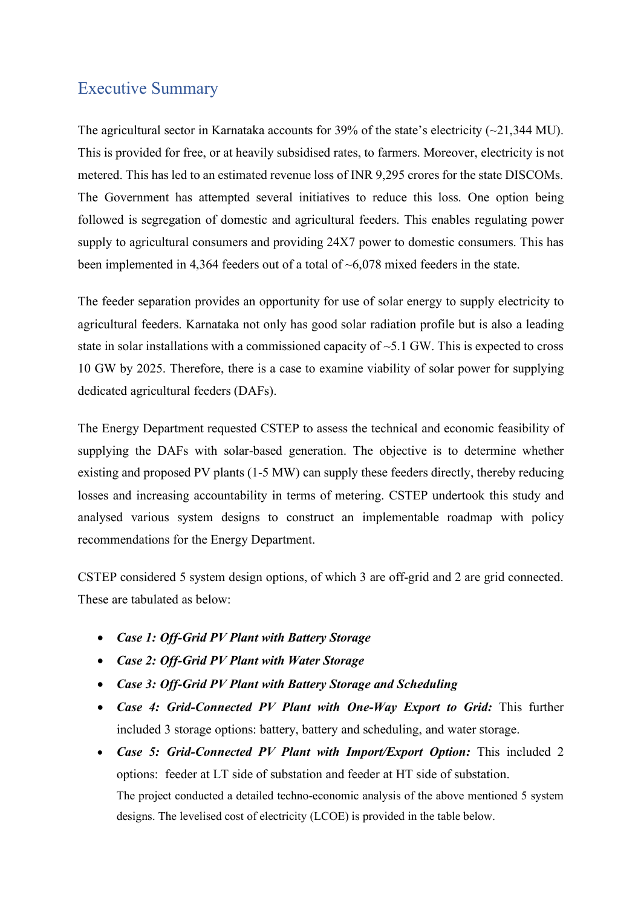## Executive Summary

The agricultural sector in Karnataka accounts for 39% of the state's electricity (~21,344 MU). This is provided for free, or at heavily subsidised rates, to farmers. Moreover, electricity is not metered. This has led to an estimated revenue loss of INR 9,295 crores for the state DISCOMs. The Government has attempted several initiatives to reduce this loss. One option being followed is segregation of domestic and agricultural feeders. This enables regulating power supply to agricultural consumers and providing 24X7 power to domestic consumers. This has been implemented in 4,364 feeders out of a total of ~6,078 mixed feeders in the state.

The feeder separation provides an opportunity for use of solar energy to supply electricity to agricultural feeders. Karnataka not only has good solar radiation profile but is also a leading state in solar installations with a commissioned capacity of ~5.1 GW. This is expected to cross 10 GW by 2025. Therefore, there is a case to examine viability of solar power for supplying dedicated agricultural feeders (DAFs).

The Energy Department requested CSTEP to assess the technical and economic feasibility of supplying the DAFs with solar-based generation. The objective is to determine whether existing and proposed PV plants (1-5 MW) can supply these feeders directly, thereby reducing losses and increasing accountability in terms of metering. CSTEP undertook this study and analysed various system designs to construct an implementable roadmap with policy recommendations for the Energy Department.

CSTEP considered 5 system design options, of which 3 are off-grid and 2 are grid connected. These are tabulated as below:

- ***Case 1: Off-Grid PV Plant with Battery Storage***
- ***Case 2: Off-Grid PV Plant with Water Storage***
- ***Case 3: Off-Grid PV Plant with Battery Storage and Scheduling***
- ***Case 4: Grid-Connected PV Plant with One-Way Export to Grid:*** This further included 3 storage options: battery, battery and scheduling, and water storage.
- ***Case 5: Grid-Connected PV Plant with Import/Export Option:*** This included 2 options: feeder at LT side of substation and feeder at HT side of substation.

  The project conducted a detailed techno-economic analysis of the above mentioned 5 system designs. The levelised cost of electricity (LCOE) is provided in the table below.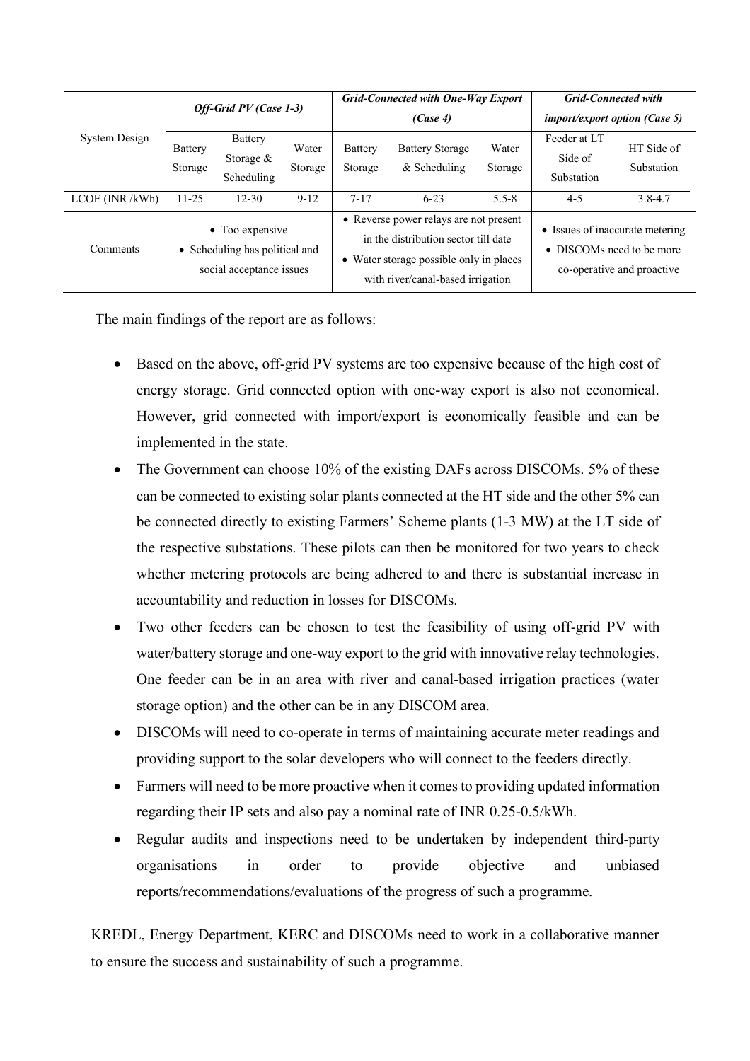| System Design | Off-Grid PV (Case 1-3) | | | Grid-Connected with One-Way Export (Case 4) | | | Grid-Connected with import/export option (Case 5) | |
|---|---|---|---|---|---|---|---|---|
| | Battery Storage | Battery Storage & Scheduling | Water Storage | Battery Storage | Battery Storage & Scheduling | Water Storage | Feeder at LT Side of Substation | HT Side of Substation |
| LCOE (INR /kWh) | 11-25 | 12-30 | 9-12 | 7-17 | 6-23 | 5.5-8 | 4-5 | 3.8-4.7 |
| Comments | • Too expensive<br>• Scheduling has political and social acceptance issues | | | • Reverse power relays are not present in the distribution sector till date<br>• Water storage possible only in places with river/canal-based irrigation | | | • Issues of inaccurate metering<br>• DISCOMs need to be more co-operative and proactive | |

The main findings of the report are as follows:

- Based on the above, off-grid PV systems are too expensive because of the high cost of energy storage. Grid connected option with one-way export is also not economical. However, grid connected with import/export is economically feasible and can be implemented in the state.
- The Government can choose 10% of the existing DAFs across DISCOMs. 5% of these can be connected to existing solar plants connected at the HT side and the other 5% can be connected directly to existing Farmers' Scheme plants (1-3 MW) at the LT side of the respective substations. These pilots can then be monitored for two years to check whether metering protocols are being adhered to and there is substantial increase in accountability and reduction in losses for DISCOMs.
- Two other feeders can be chosen to test the feasibility of using off-grid PV with water/battery storage and one-way export to the grid with innovative relay technologies. One feeder can be in an area with river and canal-based irrigation practices (water storage option) and the other can be in any DISCOM area.
- DISCOMs will need to co-operate in terms of maintaining accurate meter readings and providing support to the solar developers who will connect to the feeders directly.
- Farmers will need to be more proactive when it comes to providing updated information regarding their IP sets and also pay a nominal rate of INR 0.25-0.5/kWh.
- Regular audits and inspections need to be undertaken by independent third-party organisations in order to provide objective and unbiased reports/recommendations/evaluations of the progress of such a programme.

KREDL, Energy Department, KERC and DISCOMs need to work in a collaborative manner to ensure the success and sustainability of such a programme.